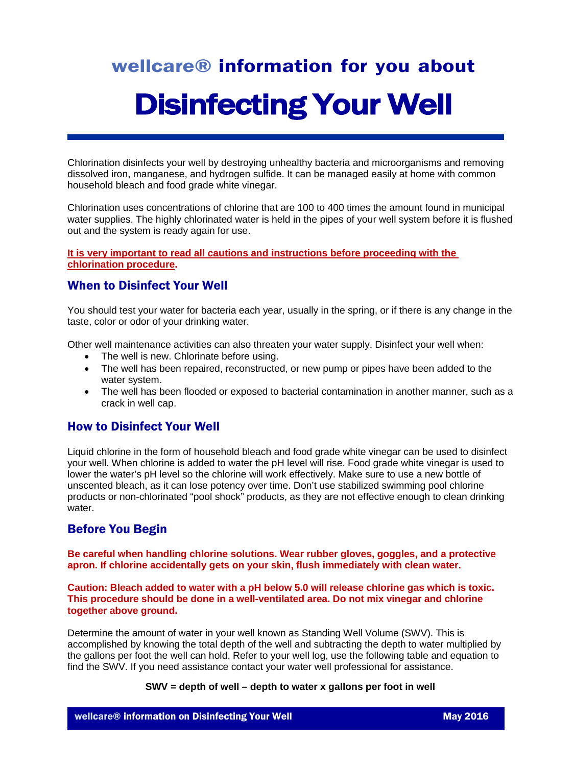## wellcare® information for you about

# Disinfecting Your Well

Chlorination disinfects your well by destroying unhealthy bacteria and microorganisms and removing dissolved iron, manganese, and hydrogen sulfide. It can be managed easily at home with common household bleach and food grade white vinegar.

Chlorination uses concentrations of chlorine that are 100 to 400 times the amount found in municipal water supplies. The highly chlorinated water is held in the pipes of your well system before it is flushed out and the system is ready again for use.

**It is very important to read all cautions and instructions before proceeding with the chlorination procedure.**

## When to Disinfect Your Well

You should test your water for bacteria each year, usually in the spring, or if there is any change in the taste, color or odor of your drinking water.

Other well maintenance activities can also threaten your water supply. Disinfect your well when:

- The well is new. Chlorinate before using.
- The well has been repaired, reconstructed, or new pump or pipes have been added to the water system.
- The well has been flooded or exposed to bacterial contamination in another manner, such as a crack in well cap.

## How to Disinfect Your Well

Liquid chlorine in the form of household bleach and food grade white vinegar can be used to disinfect your well. When chlorine is added to water the pH level will rise. Food grade white vinegar is used to lower the water's pH level so the chlorine will work effectively. Make sure to use a new bottle of unscented bleach, as it can lose potency over time. Don't use stabilized swimming pool chlorine products or non-chlorinated "pool shock" products, as they are not effective enough to clean drinking water.

## Before You Begin

**Be careful when handling chlorine solutions. Wear rubber gloves, goggles, and a protective apron. If chlorine accidentally gets on your skin, flush immediately with clean water.**

**Caution: Bleach added to water with a pH below 5.0 will release chlorine gas which is toxic. This procedure should be done in a well-ventilated area. Do not mix vinegar and chlorine together above ground.**

Determine the amount of water in your well known as Standing Well Volume (SWV). This is accomplished by knowing the total depth of the well and subtracting the depth to water multiplied by the gallons per foot the well can hold. Refer to your well log, use the following table and equation to find the SWV. If you need assistance contact your water well professional for assistance.

**SWV = depth of well – depth to water x gallons per foot in well**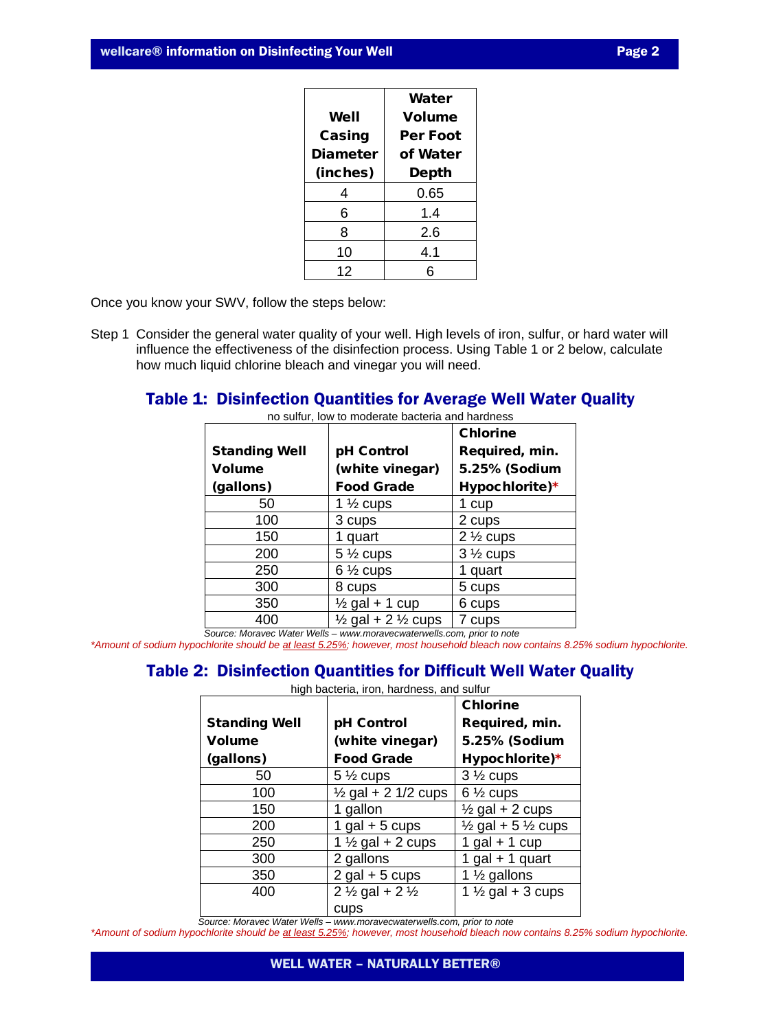| Well Casing Diameter (inches) | Water Volume Per Foot of Water Depth |
|---|---|
| 4 | 0.65 |
| 6 | 1.4 |
| 8 | 2.6 |
| 10 | 4.1 |
| 12 | 6 |

Once you know your SWV, follow the steps below:

Step 1 Consider the general water quality of your well. High levels of iron, sulfur, or hard water will influence the effectiveness of the disinfection process. Using Table 1 or 2 below, calculate how much liquid chlorine bleach and vinegar you will need.

## Table 1: Disinfection Quantities for Average Well Water Quality

no sulfur, low to moderate bacteria and hardness

| Standing Well Volume (gallons) | pH Control (white vinegar) Food Grade | Chlorine Required, min. 5.25% (Sodium Hypochlorite)* |
|---|---|---|
| 50 | 1 ½ cups | 1 cup |
| 100 | 3 cups | 2 cups |
| 150 | 1 quart | 2 ½ cups |
| 200 | 5 ½ cups | 3 ½ cups |
| 250 | 6 ½ cups | 1 quart |
| 300 | 8 cups | 5 cups |
| 350 | ½ gal + 1 cup | 6 cups |
| 400 | ½ gal + 2 ½ cups | 7 cups |

*Source: Moravec Water Wells – www.moravecwaterwells.com, prior to note*

**Amount of sodium hypochlorite should be at least 5.25%; however, most household bleach now contains 8.25% sodium hypochlorite.*

## Table 2: Disinfection Quantities for Difficult Well Water Quality

high bacteria, iron, hardness, and sulfur

| Standing Well Volume (gallons) | pH Control (white vinegar) Food Grade | Chlorine Required, min. 5.25% (Sodium Hypochlorite)* |
|---|---|---|
| 50 | 5 ½ cups | 3 ½ cups |
| 100 | ½ gal + 2 1/2 cups | 6 ½ cups |
| 150 | 1 gallon | ½ gal + 2 cups |
| 200 | 1 gal + 5 cups | ½ gal + 5 ½ cups |
| 250 | 1 ½ gal + 2 cups | 1 gal + 1 cup |
| 300 | 2 gallons | 1 gal + 1 quart |
| 350 | 2 gal + 5 cups | 1 ½ gallons |
| 400 | 2 ½ gal + 2 ½ cups | 1 ½ gal + 3 cups |

*Source: Moravec Water Wells – www.moravecwaterwells.com, prior to note*

**Amount of sodium hypochlorite should be at least 5.25%; however, most household bleach now contains 8.25% sodium hypochlorite.*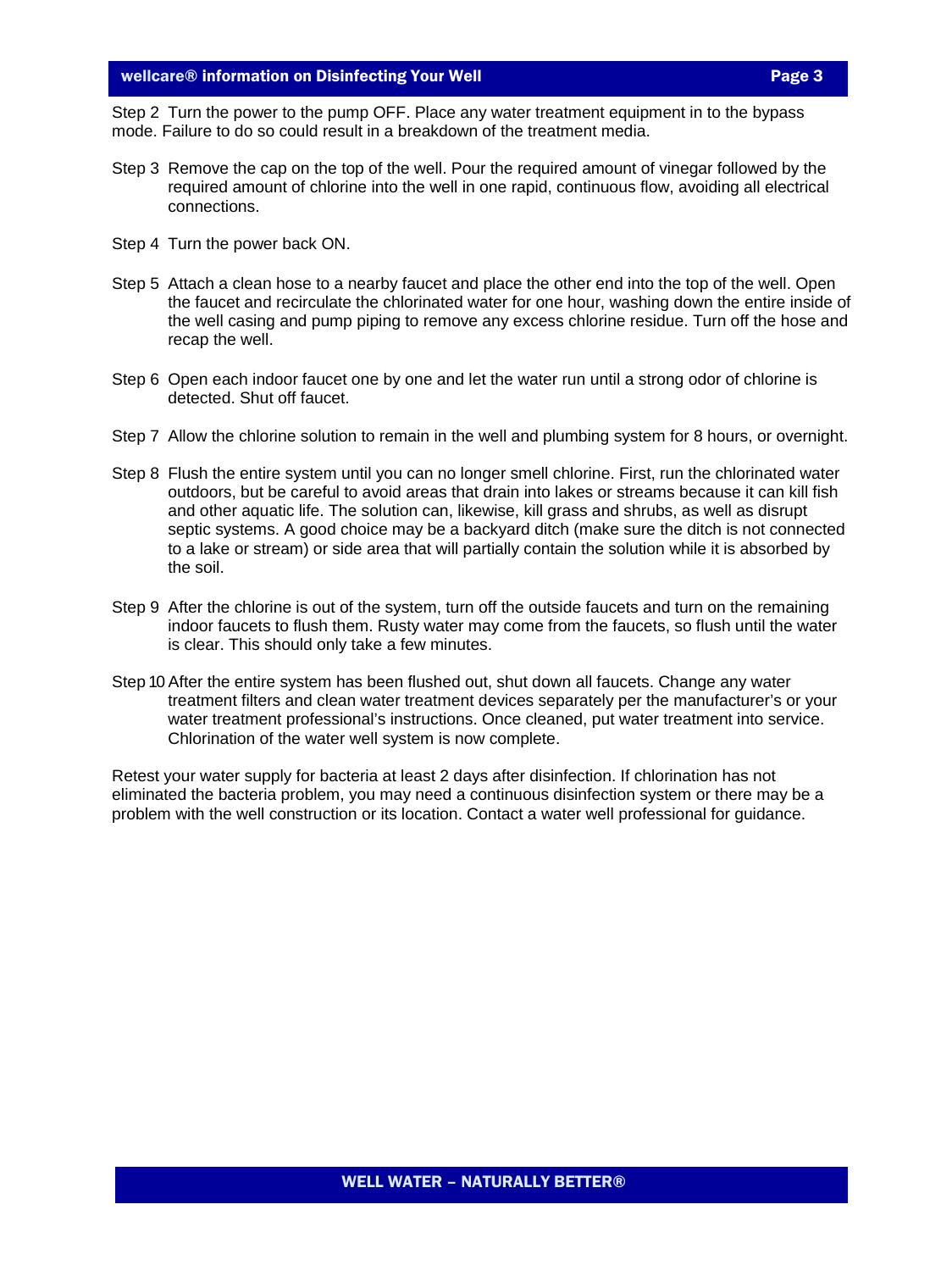Step 2 Turn the power to the pump OFF. Place any water treatment equipment in to the bypass mode. Failure to do so could result in a breakdown of the treatment media.

Step 3 Remove the cap on the top of the well. Pour the required amount of vinegar followed by the required amount of chlorine into the well in one rapid, continuous flow, avoiding all electrical connections.

Step 4 Turn the power back ON.

Step 5 Attach a clean hose to a nearby faucet and place the other end into the top of the well. Open the faucet and recirculate the chlorinated water for one hour, washing down the entire inside of the well casing and pump piping to remove any excess chlorine residue. Turn off the hose and recap the well.

Step 6 Open each indoor faucet one by one and let the water run until a strong odor of chlorine is detected. Shut off faucet.

Step 7 Allow the chlorine solution to remain in the well and plumbing system for 8 hours, or overnight.

Step 8 Flush the entire system until you can no longer smell chlorine. First, run the chlorinated water outdoors, but be careful to avoid areas that drain into lakes or streams because it can kill fish and other aquatic life. The solution can, likewise, kill grass and shrubs, as well as disrupt septic systems. A good choice may be a backyard ditch (make sure the ditch is not connected to a lake or stream) or side area that will partially contain the solution while it is absorbed by the soil.

Step 9 After the chlorine is out of the system, turn off the outside faucets and turn on the remaining indoor faucets to flush them. Rusty water may come from the faucets, so flush until the water is clear. This should only take a few minutes.

Step 10 After the entire system has been flushed out, shut down all faucets. Change any water treatment filters and clean water treatment devices separately per the manufacturer's or your water treatment professional's instructions. Once cleaned, put water treatment into service. Chlorination of the water well system is now complete.

Retest your water supply for bacteria at least 2 days after disinfection. If chlorination has not eliminated the bacteria problem, you may need a continuous disinfection system or there may be a problem with the well construction or its location. Contact a water well professional for guidance.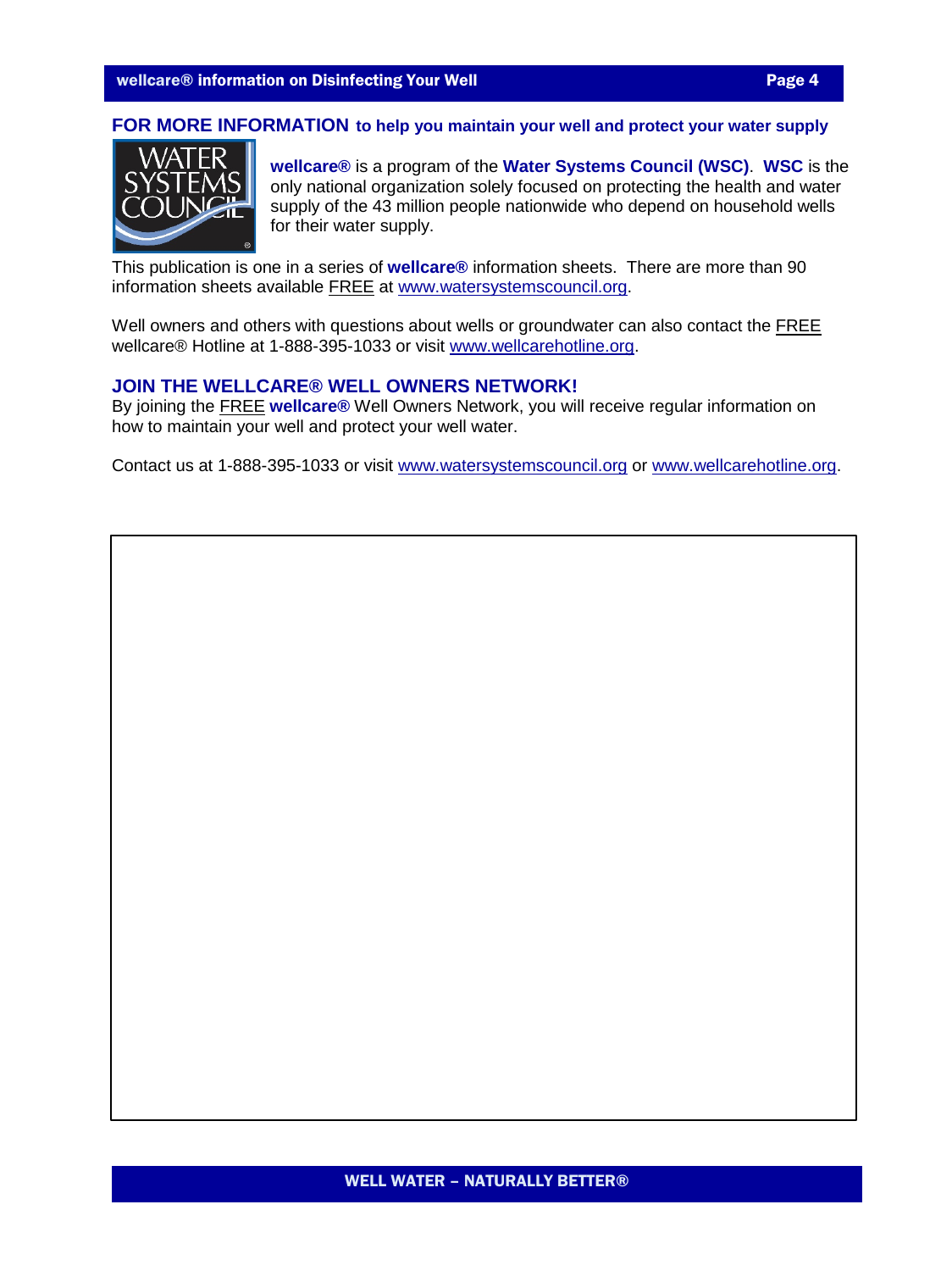## FOR MORE INFORMATION to help you maintain your well and protect your water supply

**wellcare®** is a program of the **Water Systems Council (WSC)**. **WSC** is the only national organization solely focused on protecting the health and water supply of the 43 million people nationwide who depend on household wells for their water supply.

This publication is one in a series of **wellcare®** information sheets. There are more than 90 information sheets available FREE at www.watersystemscouncil.org.

Well owners and others with questions about wells or groundwater can also contact the FREE wellcare® Hotline at 1-888-395-1033 or visit www.wellcarehotline.org.

## JOIN THE WELLCARE® WELL OWNERS NETWORK!

By joining the FREE **wellcare®** Well Owners Network, you will receive regular information on how to maintain your well and protect your well water.

Contact us at 1-888-395-1033 or visit www.watersystemscouncil.org or www.wellcarehotline.org.

**WELL WATER – NATURALLY BETTER®**